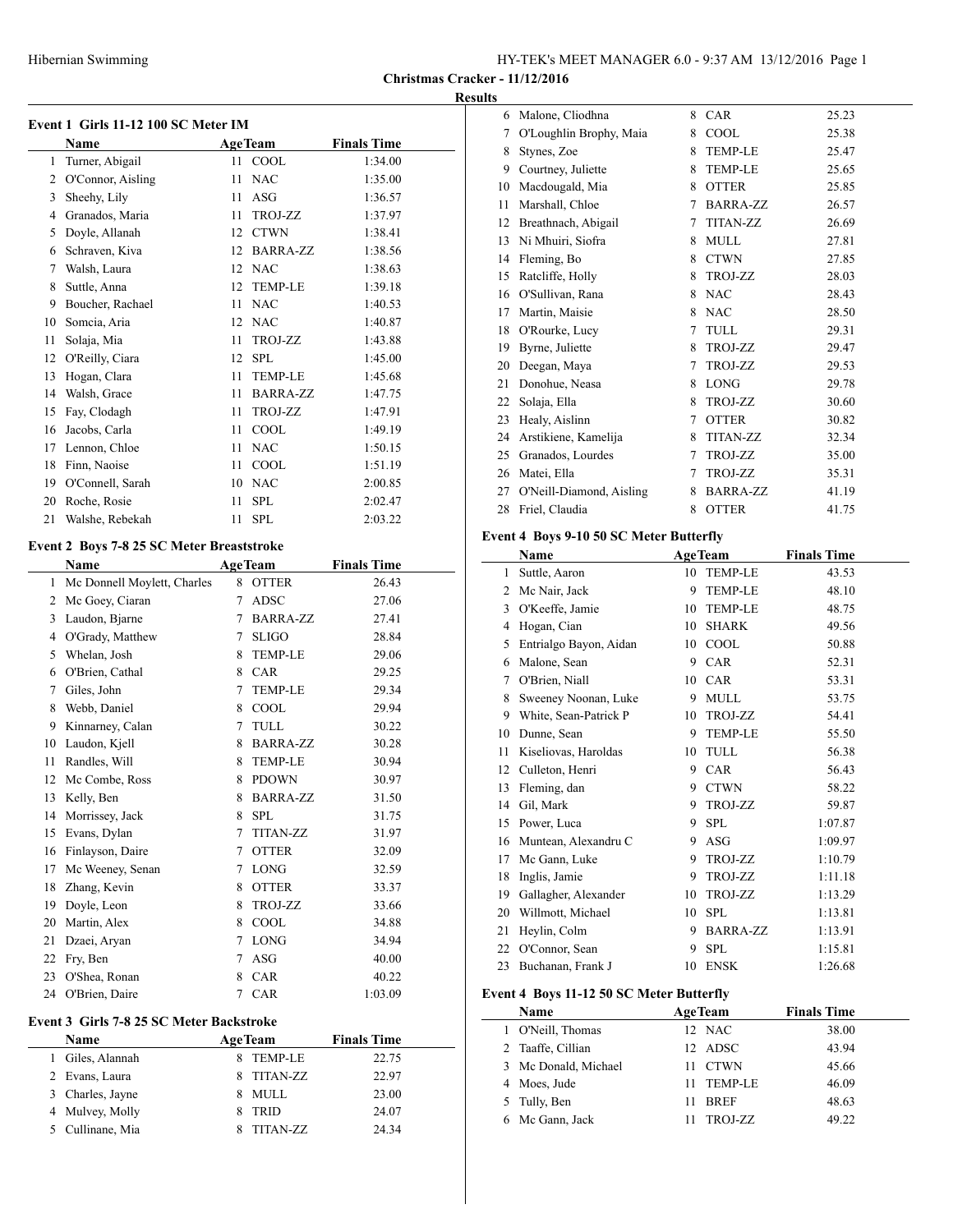Christmas Cracker - 11/12/2016

Results

### Event 1 Girls 11-12 100 SC Meter IM

| | Name | Age | Team | Finals Time |
|---|---|---|---|---|
| 1 | Turner, Abigail | 11 | COOL | 1:34.00 |
| 2 | O'Connor, Aisling | 11 | NAC | 1:35.00 |
| 3 | Sheehy, Lily | 11 | ASG | 1:36.57 |
| 4 | Granados, Maria | 11 | TROJ-ZZ | 1:37.97 |
| 5 | Doyle, Allanah | 12 | CTWN | 1:38.41 |
| 6 | Schraven, Kiva | 12 | BARRA-ZZ | 1:38.56 |
| 7 | Walsh, Laura | 12 | NAC | 1:38.63 |
| 8 | Suttle, Anna | 12 | TEMP-LE | 1:39.18 |
| 9 | Boucher, Rachael | 11 | NAC | 1:40.53 |
| 10 | Somcia, Aria | 12 | NAC | 1:40.87 |
| 11 | Solaja, Mia | 11 | TROJ-ZZ | 1:43.88 |
| 12 | O'Reilly, Ciara | 12 | SPL | 1:45.00 |
| 13 | Hogan, Clara | 11 | TEMP-LE | 1:45.68 |
| 14 | Walsh, Grace | 11 | BARRA-ZZ | 1:47.75 |
| 15 | Fay, Clodagh | 11 | TROJ-ZZ | 1:47.91 |
| 16 | Jacobs, Carla | 11 | COOL | 1:49.19 |
| 17 | Lennon, Chloe | 11 | NAC | 1:50.15 |
| 18 | Finn, Naoise | 11 | COOL | 1:51.19 |
| 19 | O'Connell, Sarah | 10 | NAC | 2:00.85 |
| 20 | Roche, Rosie | 11 | SPL | 2:02.47 |
| 21 | Walshe, Rebekah | 11 | SPL | 2:03.22 |

### Event 2 Boys 7-8 25 SC Meter Breaststroke

| | Name | Age | Team | Finals Time |
|---|---|---|---|---|
| 1 | Mc Donnell Moylett, Charles | 8 | OTTER | 26.43 |
| 2 | Mc Goey, Ciaran | 7 | ADSC | 27.06 |
| 3 | Laudon, Bjarne | 7 | BARRA-ZZ | 27.41 |
| 4 | O'Grady, Matthew | 7 | SLIGO | 28.84 |
| 5 | Whelan, Josh | 8 | TEMP-LE | 29.06 |
| 6 | O'Brien, Cathal | 8 | CAR | 29.25 |
| 7 | Giles, John | 7 | TEMP-LE | 29.34 |
| 8 | Webb, Daniel | 8 | COOL | 29.94 |
| 9 | Kinnarney, Calan | 7 | TULL | 30.22 |
| 10 | Laudon, Kjell | 8 | BARRA-ZZ | 30.28 |
| 11 | Randles, Will | 8 | TEMP-LE | 30.94 |
| 12 | Mc Combe, Ross | 8 | PDOWN | 30.97 |
| 13 | Kelly, Ben | 8 | BARRA-ZZ | 31.50 |
| 14 | Morrissey, Jack | 8 | SPL | 31.75 |
| 15 | Evans, Dylan | 7 | TITAN-ZZ | 31.97 |
| 16 | Finlayson, Daire | 7 | OTTER | 32.09 |
| 17 | Mc Weeney, Senan | 7 | LONG | 32.59 |
| 18 | Zhang, Kevin | 8 | OTTER | 33.37 |
| 19 | Doyle, Leon | 8 | TROJ-ZZ | 33.66 |
| 20 | Martin, Alex | 8 | COOL | 34.88 |
| 21 | Dzaei, Aryan | 7 | LONG | 34.94 |
| 22 | Fry, Ben | 7 | ASG | 40.00 |
| 23 | O'Shea, Ronan | 8 | CAR | 40.22 |
| 24 | O'Brien, Daire | 7 | CAR | 1:03.09 |

### Event 3 Girls 7-8 25 SC Meter Backstroke

| | Name | Age | Team | Finals Time |
|---|---|---|---|---|
| 1 | Giles, Alannah | 8 | TEMP-LE | 22.75 |
| 2 | Evans, Laura | 8 | TITAN-ZZ | 22.97 |
| 3 | Charles, Jayne | 8 | MULL | 23.00 |
| 4 | Mulvey, Molly | 8 | TRID | 24.07 |
| 5 | Cullinane, Mia | 8 | TITAN-ZZ | 24.34 |
| 6 | Malone, Cliodhna | 8 | CAR | 25.23 |
| 7 | O'Loughlin Brophy, Maia | 8 | COOL | 25.38 |
| 8 | Stynes, Zoe | 8 | TEMP-LE | 25.47 |
| 9 | Courtney, Juliette | 8 | TEMP-LE | 25.65 |
| 10 | Macdougald, Mia | 8 | OTTER | 25.85 |
| 11 | Marshall, Chloe | 7 | BARRA-ZZ | 26.57 |
| 12 | Breathnach, Abigail | 7 | TITAN-ZZ | 26.69 |
| 13 | Ni Mhuiri, Siofra | 8 | MULL | 27.81 |
| 14 | Fleming, Bo | 8 | CTWN | 27.85 |
| 15 | Ratcliffe, Holly | 8 | TROJ-ZZ | 28.03 |
| 16 | O'Sullivan, Rana | 8 | NAC | 28.43 |
| 17 | Martin, Maisie | 8 | NAC | 28.50 |
| 18 | O'Rourke, Lucy | 7 | TULL | 29.31 |
| 19 | Byrne, Juliette | 8 | TROJ-ZZ | 29.47 |
| 20 | Deegan, Maya | 7 | TROJ-ZZ | 29.53 |
| 21 | Donohue, Neasa | 8 | LONG | 29.78 |
| 22 | Solaja, Ella | 8 | TROJ-ZZ | 30.60 |
| 23 | Healy, Aislinn | 7 | OTTER | 30.82 |
| 24 | Arstikiene, Kamelija | 8 | TITAN-ZZ | 32.34 |
| 25 | Granados, Lourdes | 7 | TROJ-ZZ | 35.00 |
| 26 | Matei, Ella | 7 | TROJ-ZZ | 35.31 |
| 27 | O'Neill-Diamond, Aisling | 8 | BARRA-ZZ | 41.19 |
| 28 | Friel, Claudia | 8 | OTTER | 41.75 |

### Event 4 Boys 9-10 50 SC Meter Butterfly

| | Name | Age | Team | Finals Time |
|---|---|---|---|---|
| 1 | Suttle, Aaron | 10 | TEMP-LE | 43.53 |
| 2 | Mc Nair, Jack | 9 | TEMP-LE | 48.10 |
| 3 | O'Keeffe, Jamie | 10 | TEMP-LE | 48.75 |
| 4 | Hogan, Cian | 10 | SHARK | 49.56 |
| 5 | Entrialgo Bayon, Aidan | 10 | COOL | 50.88 |
| 6 | Malone, Sean | 9 | CAR | 52.31 |
| 7 | O'Brien, Niall | 10 | CAR | 53.31 |
| 8 | Sweeney Noonan, Luke | 9 | MULL | 53.75 |
| 9 | White, Sean-Patrick P | 10 | TROJ-ZZ | 54.41 |
| 10 | Dunne, Sean | 9 | TEMP-LE | 55.50 |
| 11 | Kiseliovas, Haroldas | 10 | TULL | 56.38 |
| 12 | Culleton, Henri | 9 | CAR | 56.43 |
| 13 | Fleming, dan | 9 | CTWN | 58.22 |
| 14 | Gil, Mark | 9 | TROJ-ZZ | 59.87 |
| 15 | Power, Luca | 9 | SPL | 1:07.87 |
| 16 | Muntean, Alexandru C | 9 | ASG | 1:09.97 |
| 17 | Mc Gann, Luke | 9 | TROJ-ZZ | 1:10.79 |
| 18 | Inglis, Jamie | 9 | TROJ-ZZ | 1:11.18 |
| 19 | Gallagher, Alexander | 10 | TROJ-ZZ | 1:13.29 |
| 20 | Willmott, Michael | 10 | SPL | 1:13.81 |
| 21 | Heylin, Colm | 9 | BARRA-ZZ | 1:13.91 |
| 22 | O'Connor, Sean | 9 | SPL | 1:15.81 |
| 23 | Buchanan, Frank J | 10 | ENSK | 1:26.68 |

### Event 4 Boys 11-12 50 SC Meter Butterfly

| | Name | Age | Team | Finals Time |
|---|---|---|---|---|
| 1 | O'Neill, Thomas | 12 | NAC | 38.00 |
| 2 | Taaffe, Cillian | 12 | ADSC | 43.94 |
| 3 | Mc Donald, Michael | 11 | CTWN | 45.66 |
| 4 | Moes, Jude | 11 | TEMP-LE | 46.09 |
| 5 | Tully, Ben | 11 | BREF | 48.63 |
| 6 | Mc Gann, Jack | 11 | TROJ-ZZ | 49.22 |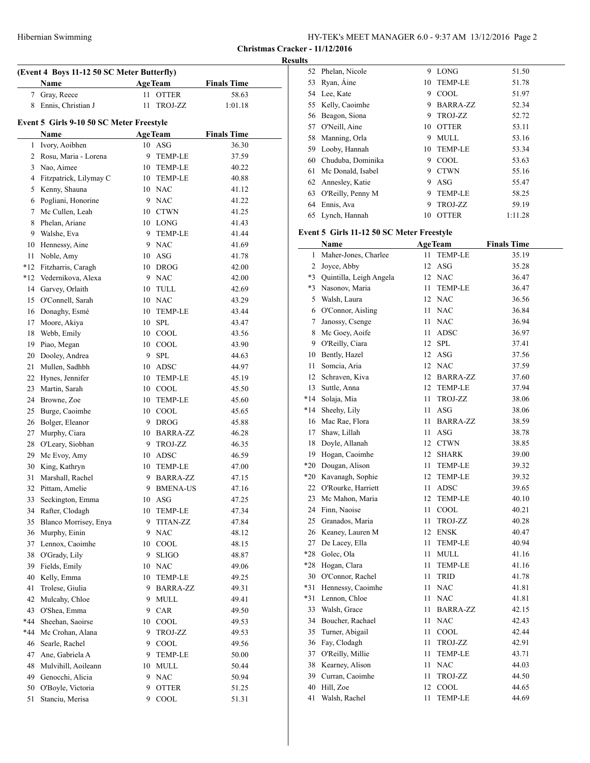**Christmas Cracker - 11/12/2016**

**Results**

### (Event 4 Boys 11-12 50 SC Meter Butterfly)

| | Name | Age | Team | Finals Time |
|---|---|---|---|---|
| 7 | Gray, Reece | 11 | OTTER | 58.63 |
| 8 | Ennis, Christian J | 11 | TROJ-ZZ | 1:01.18 |

### Event 5 Girls 9-10 50 SC Meter Freestyle

| | Name | Age | Team | Finals Time |
|---|---|---|---|---|
| 1 | Ivory, Aoibhen | 10 | ASG | 36.30 |
| 2 | Rosu, Maria - Lorena | 9 | TEMP-LE | 37.59 |
| 3 | Nao, Aimee | 10 | TEMP-LE | 40.22 |
| 4 | Fitzpatrick, Lilymay C | 10 | TEMP-LE | 40.88 |
| 5 | Kenny, Shauna | 10 | NAC | 41.12 |
| 6 | Pogliani, Honorine | 9 | NAC | 41.22 |
| 7 | Mc Cullen, Leah | 10 | CTWN | 41.25 |
| 8 | Phelan, Ariane | 10 | LONG | 41.43 |
| 9 | Walshe, Eva | 9 | TEMP-LE | 41.44 |
| 10 | Hennessy, Aine | 9 | NAC | 41.69 |
| 11 | Noble, Amy | 10 | ASG | 41.78 |
| *12 | Fitzharris, Caragh | 10 | DROG | 42.00 |
| *12 | Vedernikova, Alexa | 9 | NAC | 42.00 |
| 14 | Garvey, Orlaith | 10 | TULL | 42.69 |
| 15 | O'Connell, Sarah | 10 | NAC | 43.29 |
| 16 | Donaghy, Esmé | 10 | TEMP-LE | 43.44 |
| 17 | Moore, Akiya | 10 | SPL | 43.47 |
| 18 | Webb, Emily | 10 | COOL | 43.56 |
| 19 | Piao, Megan | 10 | COOL | 43.90 |
| 20 | Dooley, Andrea | 9 | SPL | 44.63 |
| 21 | Mullen, Sadhbh | 10 | ADSC | 44.97 |
| 22 | Hynes, Jennifer | 10 | TEMP-LE | 45.19 |
| 23 | Martin, Sarah | 10 | COOL | 45.50 |
| 24 | Browne, Zoe | 10 | TEMP-LE | 45.60 |
| 25 | Burge, Caoimhe | 10 | COOL | 45.65 |
| 26 | Bolger, Eleanor | 9 | DROG | 45.88 |
| 27 | Murphy, Ciara | 10 | BARRA-ZZ | 46.28 |
| 28 | O'Leary, Siobhan | 9 | TROJ-ZZ | 46.35 |
| 29 | Mc Evoy, Amy | 10 | ADSC | 46.59 |
| 30 | King, Kathryn | 10 | TEMP-LE | 47.00 |
| 31 | Marshall, Rachel | 9 | BARRA-ZZ | 47.15 |
| 32 | Pittam, Amelie | 9 | BMENA-US | 47.16 |
| 33 | Seckington, Emma | 10 | ASG | 47.25 |
| 34 | Rafter, Clodagh | 10 | TEMP-LE | 47.34 |
| 35 | Blanco Morrisey, Enya | 9 | TITAN-ZZ | 47.84 |
| 36 | Murphy, Einin | 9 | NAC | 48.12 |
| 37 | Lennox, Caoimhe | 10 | COOL | 48.15 |
| 38 | O'Grady, Lily | 9 | SLIGO | 48.87 |
| 39 | Fields, Emily | 10 | NAC | 49.06 |
| 40 | Kelly, Emma | 10 | TEMP-LE | 49.25 |
| 41 | Trolese, Giulia | 9 | BARRA-ZZ | 49.31 |
| 42 | Mulcahy, Chloe | 9 | MULL | 49.41 |
| 43 | O'Shea, Emma | 9 | CAR | 49.50 |
| *44 | Sheehan, Saoirse | 10 | COOL | 49.53 |
| *44 | Mc Crohan, Alana | 9 | TROJ-ZZ | 49.53 |
| 46 | Searle, Rachel | 9 | COOL | 49.56 |
| 47 | Ane, Gabriela A | 9 | TEMP-LE | 50.00 |
| 48 | Mulvihill, Aoileann | 10 | MULL | 50.44 |
| 49 | Genocchi, Alicia | 9 | NAC | 50.94 |
| 50 | O'Boyle, Victoria | 9 | OTTER | 51.25 |
| 51 | Stanciu, Merisa | 9 | COOL | 51.31 |
| 52 | Phelan, Nicole | 9 | LONG | 51.50 |
| 53 | Ryan, Áine | 10 | TEMP-LE | 51.78 |
| 54 | Lee, Kate | 9 | COOL | 51.97 |
| 55 | Kelly, Caoimhe | 9 | BARRA-ZZ | 52.34 |
| 56 | Beagon, Siona | 9 | TROJ-ZZ | 52.72 |
| 57 | O'Neill, Aine | 10 | OTTER | 53.11 |
| 58 | Manning, Orla | 9 | MULL | 53.16 |
| 59 | Looby, Hannah | 10 | TEMP-LE | 53.34 |
| 60 | Chuduba, Dominika | 9 | COOL | 53.63 |
| 61 | Mc Donald, Isabel | 9 | CTWN | 55.16 |
| 62 | Annesley, Katie | 9 | ASG | 55.47 |
| 63 | O'Reilly, Penny M | 9 | TEMP-LE | 58.25 |
| 64 | Ennis, Ava | 9 | TROJ-ZZ | 59.19 |
| 65 | Lynch, Hannah | 10 | OTTER | 1:11.28 |

### Event 5 Girls 11-12 50 SC Meter Freestyle

| | Name | Age | Team | Finals Time |
|---|---|---|---|---|
| 1 | Maher-Jones, Charlee | 11 | TEMP-LE | 35.19 |
| 2 | Joyce, Abby | 12 | ASG | 35.28 |
| *3 | Quintilla, Leigh Angela | 12 | NAC | 36.47 |
| *3 | Nasonov, Maria | 11 | TEMP-LE | 36.47 |
| 5 | Walsh, Laura | 12 | NAC | 36.56 |
| 6 | O'Connor, Aisling | 11 | NAC | 36.84 |
| 7 | Janossy, Csenge | 11 | NAC | 36.94 |
| 8 | Mc Goey, Aoife | 11 | ADSC | 36.97 |
| 9 | O'Reilly, Ciara | 12 | SPL | 37.41 |
| 10 | Bently, Hazel | 12 | ASG | 37.56 |
| 11 | Somcia, Aria | 12 | NAC | 37.59 |
| 12 | Schraven, Kiva | 12 | BARRA-ZZ | 37.60 |
| 13 | Suttle, Anna | 12 | TEMP-LE | 37.94 |
| *14 | Solaja, Mia | 11 | TROJ-ZZ | 38.06 |
| *14 | Sheehy, Lily | 11 | ASG | 38.06 |
| 16 | Mac Rae, Flora | 11 | BARRA-ZZ | 38.59 |
| 17 | Shaw, Lillah | 11 | ASG | 38.78 |
| 18 | Doyle, Allanah | 12 | CTWN | 38.85 |
| 19 | Hogan, Caoimhe | 12 | SHARK | 39.00 |
| *20 | Dougan, Alison | 11 | TEMP-LE | 39.32 |
| *20 | Kavanagh, Sophie | 12 | TEMP-LE | 39.32 |
| 22 | O'Rourke, Harriett | 11 | ADSC | 39.65 |
| 23 | Mc Mahon, Maria | 12 | TEMP-LE | 40.10 |
| 24 | Finn, Naoise | 11 | COOL | 40.21 |
| 25 | Granados, Maria | 11 | TROJ-ZZ | 40.28 |
| 26 | Keaney, Lauren M | 12 | ENSK | 40.47 |
| 27 | De Lacey, Ella | 11 | TEMP-LE | 40.94 |
| *28 | Golec, Ola | 11 | MULL | 41.16 |
| *28 | Hogan, Clara | 11 | TEMP-LE | 41.16 |
| 30 | O'Connor, Rachel | 11 | TRID | 41.78 |
| *31 | Hennessy, Caoimhe | 11 | NAC | 41.81 |
| *31 | Lennon, Chloe | 11 | NAC | 41.81 |
| 33 | Walsh, Grace | 11 | BARRA-ZZ | 42.15 |
| 34 | Boucher, Rachael | 11 | NAC | 42.43 |
| 35 | Turner, Abigail | 11 | COOL | 42.44 |
| 36 | Fay, Clodagh | 11 | TROJ-ZZ | 42.91 |
| 37 | O'Reilly, Millie | 11 | TEMP-LE | 43.71 |
| 38 | Kearney, Alison | 11 | NAC | 44.03 |
| 39 | Curran, Caoimhe | 11 | TROJ-ZZ | 44.50 |
| 40 | Hill, Zoe | 12 | COOL | 44.65 |
| 41 | Walsh, Rachel | 11 | TEMP-LE | 44.69 |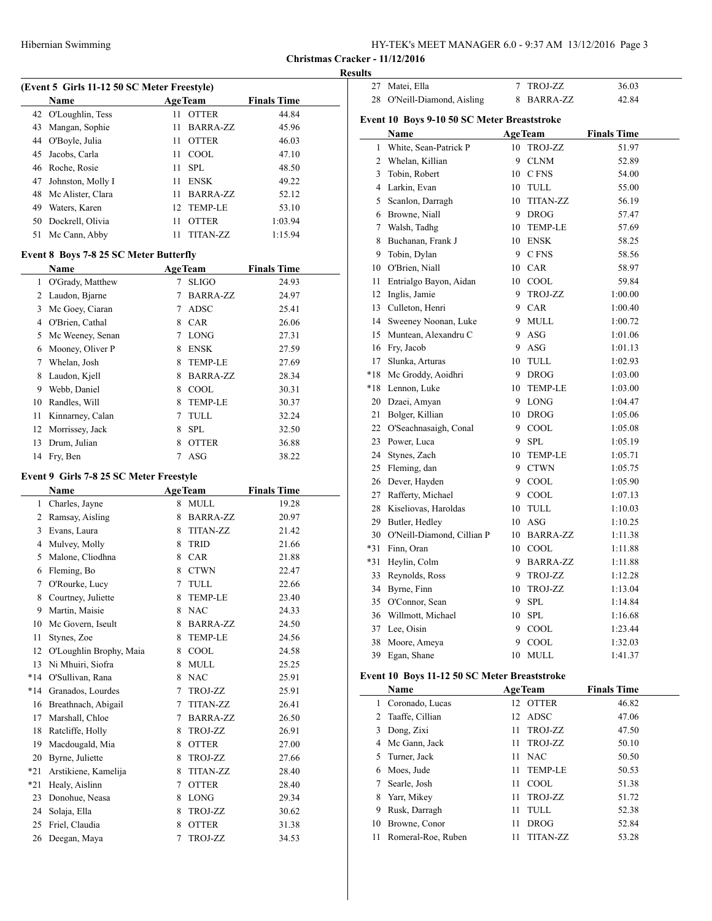**Christmas Cracker - 11/12/2016**

**Results**

### (Event 5 Girls 11-12 50 SC Meter Freestyle)

| | Name | Age | Team | Finals Time |
|---|---|---|---|---|
| 42 | O'Loughlin, Tess | 11 | OTTER | 44.84 |
| 43 | Mangan, Sophie | 11 | BARRA-ZZ | 45.96 |
| 44 | O'Boyle, Julia | 11 | OTTER | 46.03 |
| 45 | Jacobs, Carla | 11 | COOL | 47.10 |
| 46 | Roche, Rosie | 11 | SPL | 48.50 |
| 47 | Johnston, Molly I | 11 | ENSK | 49.22 |
| 48 | Mc Alister, Clara | 11 | BARRA-ZZ | 52.12 |
| 49 | Waters, Karen | 12 | TEMP-LE | 53.10 |
| 50 | Dockrell, Olivia | 11 | OTTER | 1:03.94 |
| 51 | Mc Cann, Abby | 11 | TITAN-ZZ | 1:15.94 |

### Event 8 Boys 7-8 25 SC Meter Butterfly

| | Name | Age | Team | Finals Time |
|---|---|---|---|---|
| 1 | O'Grady, Matthew | 7 | SLIGO | 24.93 |
| 2 | Laudon, Bjarne | 7 | BARRA-ZZ | 24.97 |
| 3 | Mc Goey, Ciaran | 7 | ADSC | 25.41 |
| 4 | O'Brien, Cathal | 8 | CAR | 26.06 |
| 5 | Mc Weeney, Senan | 7 | LONG | 27.31 |
| 6 | Mooney, Oliver P | 8 | ENSK | 27.59 |
| 7 | Whelan, Josh | 8 | TEMP-LE | 27.69 |
| 8 | Laudon, Kjell | 8 | BARRA-ZZ | 28.34 |
| 9 | Webb, Daniel | 8 | COOL | 30.31 |
| 10 | Randles, Will | 8 | TEMP-LE | 30.37 |
| 11 | Kinnarney, Calan | 7 | TULL | 32.24 |
| 12 | Morrissey, Jack | 8 | SPL | 32.50 |
| 13 | Drum, Julian | 8 | OTTER | 36.88 |
| 14 | Fry, Ben | 7 | ASG | 38.22 |

### Event 9 Girls 7-8 25 SC Meter Freestyle

| | Name | Age | Team | Finals Time |
|---|---|---|---|---|
| 1 | Charles, Jayne | 8 | MULL | 19.28 |
| 2 | Ramsay, Aisling | 8 | BARRA-ZZ | 20.97 |
| 3 | Evans, Laura | 8 | TITAN-ZZ | 21.42 |
| 4 | Mulvey, Molly | 8 | TRID | 21.66 |
| 5 | Malone, Cliodhna | 8 | CAR | 21.88 |
| 6 | Fleming, Bo | 8 | CTWN | 22.47 |
| 7 | O'Rourke, Lucy | 7 | TULL | 22.66 |
| 8 | Courtney, Juliette | 8 | TEMP-LE | 23.40 |
| 9 | Martin, Maisie | 8 | NAC | 24.33 |
| 10 | Mc Govern, Iseult | 8 | BARRA-ZZ | 24.50 |
| 11 | Stynes, Zoe | 8 | TEMP-LE | 24.56 |
| 12 | O'Loughlin Brophy, Maia | 8 | COOL | 24.58 |
| 13 | Ni Mhuiri, Siofra | 8 | MULL | 25.25 |
| *14 | O'Sullivan, Rana | 8 | NAC | 25.91 |
| *14 | Granados, Lourdes | 7 | TROJ-ZZ | 25.91 |
| 16 | Breathnach, Abigail | 7 | TITAN-ZZ | 26.41 |
| 17 | Marshall, Chloe | 7 | BARRA-ZZ | 26.50 |
| 18 | Ratcliffe, Holly | 8 | TROJ-ZZ | 26.91 |
| 19 | Macdougald, Mia | 8 | OTTER | 27.00 |
| 20 | Byrne, Juliette | 8 | TROJ-ZZ | 27.66 |
| *21 | Arstikiene, Kamelija | 8 | TITAN-ZZ | 28.40 |
| *21 | Healy, Aislinn | 7 | OTTER | 28.40 |
| 23 | Donohue, Neasa | 8 | LONG | 29.34 |
| 24 | Solaja, Ella | 8 | TROJ-ZZ | 30.62 |
| 25 | Friel, Claudia | 8 | OTTER | 31.38 |
| 26 | Deegan, Maya | 7 | TROJ-ZZ | 34.53 |
| 27 | Matei, Ella | 7 | TROJ-ZZ | 36.03 |
| 28 | O'Neill-Diamond, Aisling | 8 | BARRA-ZZ | 42.84 |

### Event 10 Boys 9-10 50 SC Meter Breaststroke

| | Name | Age | Team | Finals Time |
|---|---|---|---|---|
| 1 | White, Sean-Patrick P | 10 | TROJ-ZZ | 51.97 |
| 2 | Whelan, Killian | 9 | CLNM | 52.89 |
| 3 | Tobin, Robert | 10 | C FNS | 54.00 |
| 4 | Larkin, Evan | 10 | TULL | 55.00 |
| 5 | Scanlon, Darragh | 10 | TITAN-ZZ | 56.19 |
| 6 | Browne, Niall | 9 | DROG | 57.47 |
| 7 | Walsh, Tadhg | 10 | TEMP-LE | 57.69 |
| 8 | Buchanan, Frank J | 10 | ENSK | 58.25 |
| 9 | Tobin, Dylan | 9 | C FNS | 58.56 |
| 10 | O'Brien, Niall | 10 | CAR | 58.97 |
| 11 | Entrialgo Bayon, Aidan | 10 | COOL | 59.84 |
| 12 | Inglis, Jamie | 9 | TROJ-ZZ | 1:00.00 |
| 13 | Culleton, Henri | 9 | CAR | 1:00.40 |
| 14 | Sweeney Noonan, Luke | 9 | MULL | 1:00.72 |
| 15 | Muntean, Alexandru C | 9 | ASG | 1:01.06 |
| 16 | Fry, Jacob | 9 | ASG | 1:01.13 |
| 17 | Slunka, Arturas | 10 | TULL | 1:02.93 |
| *18 | Mc Groddy, Aoidhri | 9 | DROG | 1:03.00 |
| *18 | Lennon, Luke | 10 | TEMP-LE | 1:03.00 |
| 20 | Dzaei, Amyan | 9 | LONG | 1:04.47 |
| 21 | Bolger, Killian | 10 | DROG | 1:05.06 |
| 22 | O'Seachnasaigh, Conal | 9 | COOL | 1:05.08 |
| 23 | Power, Luca | 9 | SPL | 1:05.19 |
| 24 | Stynes, Zach | 10 | TEMP-LE | 1:05.71 |
| 25 | Fleming, dan | 9 | CTWN | 1:05.75 |
| 26 | Dever, Hayden | 9 | COOL | 1:05.90 |
| 27 | Rafferty, Michael | 9 | COOL | 1:07.13 |
| 28 | Kiseliovas, Haroldas | 10 | TULL | 1:10.03 |
| 29 | Butler, Hedley | 10 | ASG | 1:10.25 |
| 30 | O'Neill-Diamond, Cillian P | 10 | BARRA-ZZ | 1:11.38 |
| *31 | Finn, Oran | 10 | COOL | 1:11.88 |
| *31 | Heylin, Colm | 9 | BARRA-ZZ | 1:11.88 |
| 33 | Reynolds, Ross | 9 | TROJ-ZZ | 1:12.28 |
| 34 | Byrne, Finn | 10 | TROJ-ZZ | 1:13.04 |
| 35 | O'Connor, Sean | 9 | SPL | 1:14.84 |
| 36 | Willmott, Michael | 10 | SPL | 1:16.68 |
| 37 | Lee, Oisin | 9 | COOL | 1:23.44 |
| 38 | Moore, Ameya | 9 | COOL | 1:32.03 |
| 39 | Egan, Shane | 10 | MULL | 1:41.37 |

### Event 10 Boys 11-12 50 SC Meter Breaststroke

| | Name | Age | Team | Finals Time |
|---|---|---|---|---|
| 1 | Coronado, Lucas | 12 | OTTER | 46.82 |
| 2 | Taaffe, Cillian | 12 | ADSC | 47.06 |
| 3 | Dong, Zixi | 11 | TROJ-ZZ | 47.50 |
| 4 | Mc Gann, Jack | 11 | TROJ-ZZ | 50.10 |
| 5 | Turner, Jack | 11 | NAC | 50.50 |
| 6 | Moes, Jude | 11 | TEMP-LE | 50.53 |
| 7 | Searle, Josh | 11 | COOL | 51.38 |
| 8 | Yarr, Mikey | 11 | TROJ-ZZ | 51.72 |
| 9 | Rusk, Darragh | 11 | TULL | 52.38 |
| 10 | Browne, Conor | 11 | DROG | 52.84 |
| 11 | Romeral-Roe, Ruben | 11 | TITAN-ZZ | 53.28 |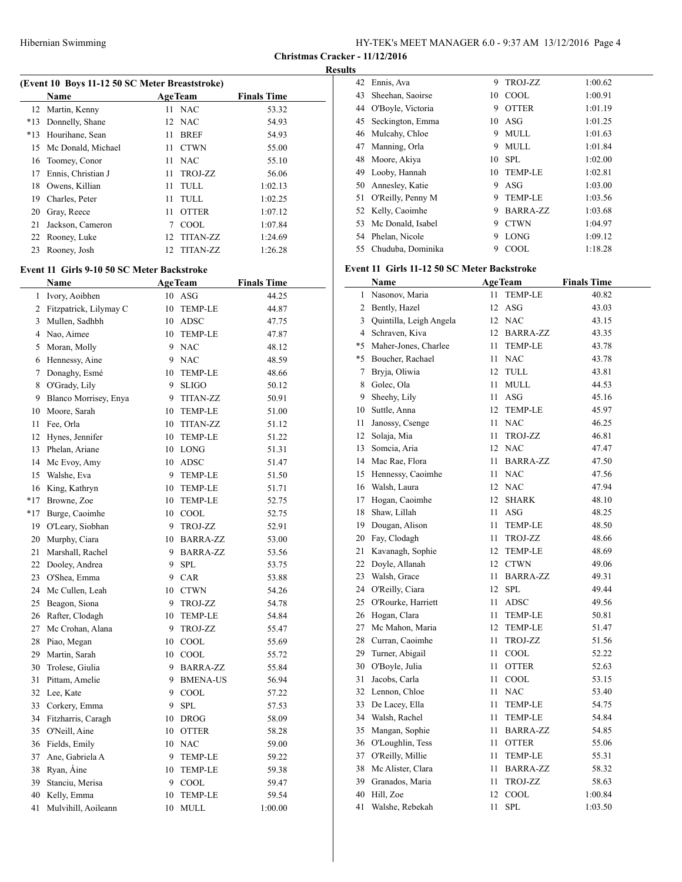**Christmas Cracker - 11/12/2016**

**Results**

### (Event 10 Boys 11-12 50 SC Meter Breaststroke)

| | Name | Age | Team | Finals Time |
|---|---|---|---|---|
| 12 | Martin, Kenny | 11 | NAC | 53.32 |
| *13 | Donnelly, Shane | 12 | NAC | 54.93 |
| *13 | Hourihane, Sean | 11 | BREF | 54.93 |
| 15 | Mc Donald, Michael | 11 | CTWN | 55.00 |
| 16 | Toomey, Conor | 11 | NAC | 55.10 |
| 17 | Ennis, Christian J | 11 | TROJ-ZZ | 56.06 |
| 18 | Owens, Killian | 11 | TULL | 1:02.13 |
| 19 | Charles, Peter | 11 | TULL | 1:02.25 |
| 20 | Gray, Reece | 11 | OTTER | 1:07.12 |
| 21 | Jackson, Cameron | 7 | COOL | 1:07.84 |
| 22 | Rooney, Luke | 12 | TITAN-ZZ | 1:24.69 |
| 23 | Rooney, Josh | 12 | TITAN-ZZ | 1:26.28 |

### Event 11 Girls 9-10 50 SC Meter Backstroke

| | Name | Age | Team | Finals Time |
|---|---|---|---|---|
| 1 | Ivory, Aoibhen | 10 | ASG | 44.25 |
| 2 | Fitzpatrick, Lilymay C | 10 | TEMP-LE | 44.87 |
| 3 | Mullen, Sadhbh | 10 | ADSC | 47.75 |
| 4 | Nao, Aimee | 10 | TEMP-LE | 47.87 |
| 5 | Moran, Molly | 9 | NAC | 48.12 |
| 6 | Hennessy, Aine | 9 | NAC | 48.59 |
| 7 | Donaghy, Esmé | 10 | TEMP-LE | 48.66 |
| 8 | O'Grady, Lily | 9 | SLIGO | 50.12 |
| 9 | Blanco Morrisey, Enya | 9 | TITAN-ZZ | 50.91 |
| 10 | Moore, Sarah | 10 | TEMP-LE | 51.00 |
| 11 | Fee, Orla | 10 | TITAN-ZZ | 51.12 |
| 12 | Hynes, Jennifer | 10 | TEMP-LE | 51.22 |
| 13 | Phelan, Ariane | 10 | LONG | 51.31 |
| 14 | Mc Evoy, Amy | 10 | ADSC | 51.47 |
| 15 | Walshe, Eva | 9 | TEMP-LE | 51.50 |
| 16 | King, Kathryn | 10 | TEMP-LE | 51.71 |
| *17 | Browne, Zoe | 10 | TEMP-LE | 52.75 |
| *17 | Burge, Caoimhe | 10 | COOL | 52.75 |
| 19 | O'Leary, Siobhan | 9 | TROJ-ZZ | 52.91 |
| 20 | Murphy, Ciara | 10 | BARRA-ZZ | 53.00 |
| 21 | Marshall, Rachel | 9 | BARRA-ZZ | 53.56 |
| 22 | Dooley, Andrea | 9 | SPL | 53.75 |
| 23 | O'Shea, Emma | 9 | CAR | 53.88 |
| 24 | Mc Cullen, Leah | 10 | CTWN | 54.26 |
| 25 | Beagon, Siona | 9 | TROJ-ZZ | 54.78 |
| 26 | Rafter, Clodagh | 10 | TEMP-LE | 54.84 |
| 27 | Mc Crohan, Alana | 9 | TROJ-ZZ | 55.47 |
| 28 | Piao, Megan | 10 | COOL | 55.69 |
| 29 | Martin, Sarah | 10 | COOL | 55.72 |
| 30 | Trolese, Giulia | 9 | BARRA-ZZ | 55.84 |
| 31 | Pittam, Amelie | 9 | BMENA-US | 56.94 |
| 32 | Lee, Kate | 9 | COOL | 57.22 |
| 33 | Corkery, Emma | 9 | SPL | 57.53 |
| 34 | Fitzharris, Caragh | 10 | DROG | 58.09 |
| 35 | O'Neill, Aine | 10 | OTTER | 58.28 |
| 36 | Fields, Emily | 10 | NAC | 59.00 |
| 37 | Ane, Gabriela A | 9 | TEMP-LE | 59.22 |
| 38 | Ryan, Áine | 10 | TEMP-LE | 59.38 |
| 39 | Stanciu, Merisa | 9 | COOL | 59.47 |
| 40 | Kelly, Emma | 10 | TEMP-LE | 59.54 |
| 41 | Mulvihill, Aoileann | 10 | MULL | 1:00.00 |
| 42 | Ennis, Ava | 9 | TROJ-ZZ | 1:00.62 |
| 43 | Sheehan, Saoirse | 10 | COOL | 1:00.91 |
| 44 | O'Boyle, Victoria | 9 | OTTER | 1:01.19 |
| 45 | Seckington, Emma | 10 | ASG | 1:01.25 |
| 46 | Mulcahy, Chloe | 9 | MULL | 1:01.63 |
| 47 | Manning, Orla | 9 | MULL | 1:01.84 |
| 48 | Moore, Akiya | 10 | SPL | 1:02.00 |
| 49 | Looby, Hannah | 10 | TEMP-LE | 1:02.81 |
| 50 | Annesley, Katie | 9 | ASG | 1:03.00 |
| 51 | O'Reilly, Penny M | 9 | TEMP-LE | 1:03.56 |
| 52 | Kelly, Caoimhe | 9 | BARRA-ZZ | 1:03.68 |
| 53 | Mc Donald, Isabel | 9 | CTWN | 1:04.97 |
| 54 | Phelan, Nicole | 9 | LONG | 1:09.12 |
| 55 | Chuduba, Dominika | 9 | COOL | 1:18.28 |

### Event 11 Girls 11-12 50 SC Meter Backstroke

| | Name | Age | Team | Finals Time |
|---|---|---|---|---|
| 1 | Nasonov, Maria | 11 | TEMP-LE | 40.82 |
| 2 | Bently, Hazel | 12 | ASG | 43.03 |
| 3 | Quintilla, Leigh Angela | 12 | NAC | 43.15 |
| 4 | Schraven, Kiva | 12 | BARRA-ZZ | 43.35 |
| *5 | Maher-Jones, Charlee | 11 | TEMP-LE | 43.78 |
| *5 | Boucher, Rachael | 11 | NAC | 43.78 |
| 7 | Bryja, Oliwia | 12 | TULL | 43.81 |
| 8 | Golec, Ola | 11 | MULL | 44.53 |
| 9 | Sheehy, Lily | 11 | ASG | 45.16 |
| 10 | Suttle, Anna | 12 | TEMP-LE | 45.97 |
| 11 | Janossy, Csenge | 11 | NAC | 46.25 |
| 12 | Solaja, Mia | 11 | TROJ-ZZ | 46.81 |
| 13 | Somcia, Aria | 12 | NAC | 47.47 |
| 14 | Mac Rae, Flora | 11 | BARRA-ZZ | 47.50 |
| 15 | Hennessy, Caoimhe | 11 | NAC | 47.56 |
| 16 | Walsh, Laura | 12 | NAC | 47.94 |
| 17 | Hogan, Caoimhe | 12 | SHARK | 48.10 |
| 18 | Shaw, Lillah | 11 | ASG | 48.25 |
| 19 | Dougan, Alison | 11 | TEMP-LE | 48.50 |
| 20 | Fay, Clodagh | 11 | TROJ-ZZ | 48.66 |
| 21 | Kavanagh, Sophie | 12 | TEMP-LE | 48.69 |
| 22 | Doyle, Allanah | 12 | CTWN | 49.06 |
| 23 | Walsh, Grace | 11 | BARRA-ZZ | 49.31 |
| 24 | O'Reilly, Ciara | 12 | SPL | 49.44 |
| 25 | O'Rourke, Harriett | 11 | ADSC | 49.56 |
| 26 | Hogan, Clara | 11 | TEMP-LE | 50.81 |
| 27 | Mc Mahon, Maria | 12 | TEMP-LE | 51.47 |
| 28 | Curran, Caoimhe | 11 | TROJ-ZZ | 51.56 |
| 29 | Turner, Abigail | 11 | COOL | 52.22 |
| 30 | O'Boyle, Julia | 11 | OTTER | 52.63 |
| 31 | Jacobs, Carla | 11 | COOL | 53.15 |
| 32 | Lennon, Chloe | 11 | NAC | 53.40 |
| 33 | De Lacey, Ella | 11 | TEMP-LE | 54.75 |
| 34 | Walsh, Rachel | 11 | TEMP-LE | 54.84 |
| 35 | Mangan, Sophie | 11 | BARRA-ZZ | 54.85 |
| 36 | O'Loughlin, Tess | 11 | OTTER | 55.06 |
| 37 | O'Reilly, Millie | 11 | TEMP-LE | 55.31 |
| 38 | Mc Alister, Clara | 11 | BARRA-ZZ | 58.32 |
| 39 | Granados, Maria | 11 | TROJ-ZZ | 58.63 |
| 40 | Hill, Zoe | 12 | COOL | 1:00.84 |
| 41 | Walshe, Rebekah | 11 | SPL | 1:03.50 |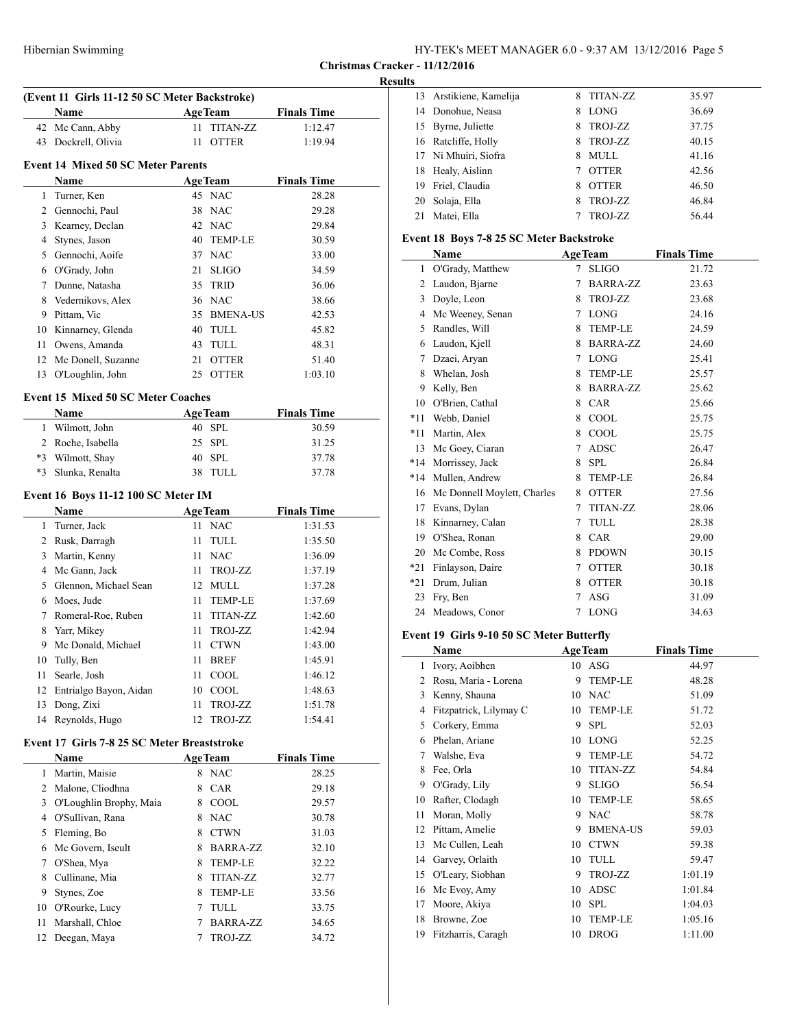## Christmas Cracker - 11/12/2016

### Results

**(Event 11 Girls 11-12 50 SC Meter Backstroke)**

| | Name | Age | Team | Finals Time |
|---|---|---|---|---|
| 42 | Mc Cann, Abby | 11 | TITAN-ZZ | 1:12.47 |
| 43 | Dockrell, Olivia | 11 | OTTER | 1:19.94 |

### Event 14 Mixed 50 SC Meter Parents

| | Name | Age | Team | Finals Time |
|---|---|---|---|---|
| 1 | Turner, Ken | 45 | NAC | 28.28 |
| 2 | Gennochi, Paul | 38 | NAC | 29.28 |
| 3 | Kearney, Declan | 42 | NAC | 29.84 |
| 4 | Stynes, Jason | 40 | TEMP-LE | 30.59 |
| 5 | Gennochi, Aoife | 37 | NAC | 33.00 |
| 6 | O'Grady, John | 21 | SLIGO | 34.59 |
| 7 | Dunne, Natasha | 35 | TRID | 36.06 |
| 8 | Vedernikovs, Alex | 36 | NAC | 38.66 |
| 9 | Pittam, Vic | 35 | BMENA-US | 42.53 |
| 10 | Kinnarney, Glenda | 40 | TULL | 45.82 |
| 11 | Owens, Amanda | 43 | TULL | 48.31 |
| 12 | Mc Donell, Suzanne | 21 | OTTER | 51.40 |
| 13 | O'Loughlin, John | 25 | OTTER | 1:03.10 |

### Event 15 Mixed 50 SC Meter Coaches

| | Name | Age | Team | Finals Time |
|---|---|---|---|---|
| 1 | Wilmott, John | 40 | SPL | 30.59 |
| 2 | Roche, Isabella | 25 | SPL | 31.25 |
| *3 | Wilmott, Shay | 40 | SPL | 37.78 |
| *3 | Slunka, Renalta | 38 | TULL | 37.78 |

### Event 16 Boys 11-12 100 SC Meter IM

| | Name | Age | Team | Finals Time |
|---|---|---|---|---|
| 1 | Turner, Jack | 11 | NAC | 1:31.53 |
| 2 | Rusk, Darragh | 11 | TULL | 1:35.50 |
| 3 | Martin, Kenny | 11 | NAC | 1:36.09 |
| 4 | Mc Gann, Jack | 11 | TROJ-ZZ | 1:37.19 |
| 5 | Glennon, Michael Sean | 12 | MULL | 1:37.28 |
| 6 | Moes, Jude | 11 | TEMP-LE | 1:37.69 |
| 7 | Romeral-Roe, Ruben | 11 | TITAN-ZZ | 1:42.60 |
| 8 | Yarr, Mikey | 11 | TROJ-ZZ | 1:42.94 |
| 9 | Mc Donald, Michael | 11 | CTWN | 1:43.00 |
| 10 | Tully, Ben | 11 | BREF | 1:45.91 |
| 11 | Searle, Josh | 11 | COOL | 1:46.12 |
| 12 | Entrialgo Bayon, Aidan | 10 | COOL | 1:48.63 |
| 13 | Dong, Zixi | 11 | TROJ-ZZ | 1:51.78 |
| 14 | Reynolds, Hugo | 12 | TROJ-ZZ | 1:54.41 |

### Event 17 Girls 7-8 25 SC Meter Breaststroke

| | Name | Age | Team | Finals Time |
|---|---|---|---|---|
| 1 | Martin, Maisie | 8 | NAC | 28.25 |
| 2 | Malone, Cliodhna | 8 | CAR | 29.18 |
| 3 | O'Loughlin Brophy, Maia | 8 | COOL | 29.57 |
| 4 | O'Sullivan, Rana | 8 | NAC | 30.78 |
| 5 | Fleming, Bo | 8 | CTWN | 31.03 |
| 6 | Mc Govern, Iseult | 8 | BARRA-ZZ | 32.10 |
| 7 | O'Shea, Mya | 8 | TEMP-LE | 32.22 |
| 8 | Cullinane, Mia | 8 | TITAN-ZZ | 32.77 |
| 9 | Stynes, Zoe | 8 | TEMP-LE | 33.56 |
| 10 | O'Rourke, Lucy | 7 | TULL | 33.75 |
| 11 | Marshall, Chloe | 7 | BARRA-ZZ | 34.65 |
| 12 | Deegan, Maya | 7 | TROJ-ZZ | 34.72 |
| 13 | Arstikiene, Kamelija | 8 | TITAN-ZZ | 35.97 |
| 14 | Donohue, Neasa | 8 | LONG | 36.69 |
| 15 | Byrne, Juliette | 8 | TROJ-ZZ | 37.75 |
| 16 | Ratcliffe, Holly | 8 | TROJ-ZZ | 40.15 |
| 17 | Ni Mhuiri, Siofra | 8 | MULL | 41.16 |
| 18 | Healy, Aislinn | 7 | OTTER | 42.56 |
| 19 | Friel, Claudia | 8 | OTTER | 46.50 |
| 20 | Solaja, Ella | 8 | TROJ-ZZ | 46.84 |
| 21 | Matei, Ella | 7 | TROJ-ZZ | 56.44 |

### Event 18 Boys 7-8 25 SC Meter Backstroke

| | Name | Age | Team | Finals Time |
|---|---|---|---|---|
| 1 | O'Grady, Matthew | 7 | SLIGO | 21.72 |
| 2 | Laudon, Bjarne | 7 | BARRA-ZZ | 23.63 |
| 3 | Doyle, Leon | 8 | TROJ-ZZ | 23.68 |
| 4 | Mc Weeney, Senan | 7 | LONG | 24.16 |
| 5 | Randles, Will | 8 | TEMP-LE | 24.59 |
| 6 | Laudon, Kjell | 8 | BARRA-ZZ | 24.60 |
| 7 | Dzaei, Aryan | 7 | LONG | 25.41 |
| 8 | Whelan, Josh | 8 | TEMP-LE | 25.57 |
| 9 | Kelly, Ben | 8 | BARRA-ZZ | 25.62 |
| 10 | O'Brien, Cathal | 8 | CAR | 25.66 |
| *11 | Webb, Daniel | 8 | COOL | 25.75 |
| *11 | Martin, Alex | 8 | COOL | 25.75 |
| 13 | Mc Goey, Ciaran | 7 | ADSC | 26.47 |
| *14 | Morrissey, Jack | 8 | SPL | 26.84 |
| *14 | Mullen, Andrew | 8 | TEMP-LE | 26.84 |
| 16 | Mc Donnell Moylett, Charles | 8 | OTTER | 27.56 |
| 17 | Evans, Dylan | 7 | TITAN-ZZ | 28.06 |
| 18 | Kinnarney, Calan | 7 | TULL | 28.38 |
| 19 | O'Shea, Ronan | 8 | CAR | 29.00 |
| 20 | Mc Combe, Ross | 8 | PDOWN | 30.15 |
| *21 | Finlayson, Daire | 7 | OTTER | 30.18 |
| *21 | Drum, Julian | 8 | OTTER | 30.18 |
| 23 | Fry, Ben | 7 | ASG | 31.09 |
| 24 | Meadows, Conor | 7 | LONG | 34.63 |

### Event 19 Girls 9-10 50 SC Meter Butterfly

| | Name | Age | Team | Finals Time |
|---|---|---|---|---|
| 1 | Ivory, Aoibhen | 10 | ASG | 44.97 |
| 2 | Rosu, Maria - Lorena | 9 | TEMP-LE | 48.28 |
| 3 | Kenny, Shauna | 10 | NAC | 51.09 |
| 4 | Fitzpatrick, Lilymay C | 10 | TEMP-LE | 51.72 |
| 5 | Corkery, Emma | 9 | SPL | 52.03 |
| 6 | Phelan, Ariane | 10 | LONG | 52.25 |
| 7 | Walshe, Eva | 9 | TEMP-LE | 54.72 |
| 8 | Fee, Orla | 10 | TITAN-ZZ | 54.84 |
| 9 | O'Grady, Lily | 9 | SLIGO | 56.54 |
| 10 | Rafter, Clodagh | 10 | TEMP-LE | 58.65 |
| 11 | Moran, Molly | 9 | NAC | 58.78 |
| 12 | Pittam, Amelie | 9 | BMENA-US | 59.03 |
| 13 | Mc Cullen, Leah | 10 | CTWN | 59.38 |
| 14 | Garvey, Orlaith | 10 | TULL | 59.47 |
| 15 | O'Leary, Siobhan | 9 | TROJ-ZZ | 1:01.19 |
| 16 | Mc Evoy, Amy | 10 | ADSC | 1:01.84 |
| 17 | Moore, Akiya | 10 | SPL | 1:04.03 |
| 18 | Browne, Zoe | 10 | TEMP-LE | 1:05.16 |
| 19 | Fitzharris, Caragh | 10 | DROG | 1:11.00 |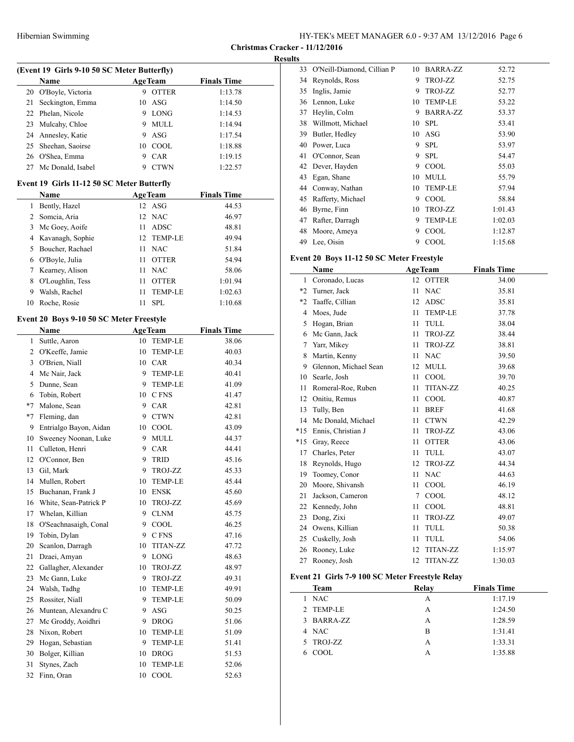**Christmas Cracker - 11/12/2016**

**Results**

### (Event 19 Girls 9-10 50 SC Meter Butterfly)

| | Name | Age | Team | Finals Time |
|---|---|---|---|---|
| 20 | O'Boyle, Victoria | 9 | OTTER | 1:13.78 |
| 21 | Seckington, Emma | 10 | ASG | 1:14.50 |
| 22 | Phelan, Nicole | 9 | LONG | 1:14.53 |
| 23 | Mulcahy, Chloe | 9 | MULL | 1:14.94 |
| 24 | Annesley, Katie | 9 | ASG | 1:17.54 |
| 25 | Sheehan, Saoirse | 10 | COOL | 1:18.88 |
| 26 | O'Shea, Emma | 9 | CAR | 1:19.15 |
| 27 | Mc Donald, Isabel | 9 | CTWN | 1:22.57 |

### Event 19 Girls 11-12 50 SC Meter Butterfly

| | Name | Age | Team | Finals Time |
|---|---|---|---|---|
| 1 | Bently, Hazel | 12 | ASG | 44.53 |
| 2 | Somcia, Aria | 12 | NAC | 46.97 |
| 3 | Mc Goey, Aoife | 11 | ADSC | 48.81 |
| 4 | Kavanagh, Sophie | 12 | TEMP-LE | 49.94 |
| 5 | Boucher, Rachael | 11 | NAC | 51.84 |
| 6 | O'Boyle, Julia | 11 | OTTER | 54.94 |
| 7 | Kearney, Alison | 11 | NAC | 58.06 |
| 8 | O'Loughlin, Tess | 11 | OTTER | 1:01.94 |
| 9 | Walsh, Rachel | 11 | TEMP-LE | 1:02.63 |
| 10 | Roche, Rosie | 11 | SPL | 1:10.68 |

### Event 20 Boys 9-10 50 SC Meter Freestyle

| | Name | Age | Team | Finals Time |
|---|---|---|---|---|
| 1 | Suttle, Aaron | 10 | TEMP-LE | 38.06 |
| 2 | O'Keeffe, Jamie | 10 | TEMP-LE | 40.03 |
| 3 | O'Brien, Niall | 10 | CAR | 40.34 |
| 4 | Mc Nair, Jack | 9 | TEMP-LE | 40.41 |
| 5 | Dunne, Sean | 9 | TEMP-LE | 41.09 |
| 6 | Tobin, Robert | 10 | C FNS | 41.47 |
| *7 | Malone, Sean | 9 | CAR | 42.81 |
| *7 | Fleming, dan | 9 | CTWN | 42.81 |
| 9 | Entrialgo Bayon, Aidan | 10 | COOL | 43.09 |
| 10 | Sweeney Noonan, Luke | 9 | MULL | 44.37 |
| 11 | Culleton, Henri | 9 | CAR | 44.41 |
| 12 | O'Connor, Ben | 9 | TRID | 45.16 |
| 13 | Gil, Mark | 9 | TROJ-ZZ | 45.33 |
| 14 | Mullen, Robert | 10 | TEMP-LE | 45.44 |
| 15 | Buchanan, Frank J | 10 | ENSK | 45.60 |
| 16 | White, Sean-Patrick P | 10 | TROJ-ZZ | 45.69 |
| 17 | Whelan, Killian | 9 | CLNM | 45.75 |
| 18 | O'Seachnasaigh, Conal | 9 | COOL | 46.25 |
| 19 | Tobin, Dylan | 9 | C FNS | 47.16 |
| 20 | Scanlon, Darragh | 10 | TITAN-ZZ | 47.72 |
| 21 | Dzaei, Amyan | 9 | LONG | 48.63 |
| 22 | Gallagher, Alexander | 10 | TROJ-ZZ | 48.97 |
| 23 | Mc Gann, Luke | 9 | TROJ-ZZ | 49.31 |
| 24 | Walsh, Tadhg | 10 | TEMP-LE | 49.91 |
| 25 | Rossiter, Niall | 9 | TEMP-LE | 50.09 |
| 26 | Muntean, Alexandru C | 9 | ASG | 50.25 |
| 27 | Mc Groddy, Aoidhri | 9 | DROG | 51.06 |
| 28 | Nixon, Robert | 10 | TEMP-LE | 51.09 |
| 29 | Hogan, Sebastian | 9 | TEMP-LE | 51.41 |
| 30 | Bolger, Killian | 10 | DROG | 51.53 |
| 31 | Stynes, Zach | 10 | TEMP-LE | 52.06 |
| 32 | Finn, Oran | 10 | COOL | 52.63 |
| 33 | O'Neill-Diamond, Cillian P | 10 | BARRA-ZZ | 52.72 |
| 34 | Reynolds, Ross | 9 | TROJ-ZZ | 52.75 |
| 35 | Inglis, Jamie | 9 | TROJ-ZZ | 52.77 |
| 36 | Lennon, Luke | 10 | TEMP-LE | 53.22 |
| 37 | Heylin, Colm | 9 | BARRA-ZZ | 53.37 |
| 38 | Willmott, Michael | 10 | SPL | 53.41 |
| 39 | Butler, Hedley | 10 | ASG | 53.90 |
| 40 | Power, Luca | 9 | SPL | 53.97 |
| 41 | O'Connor, Sean | 9 | SPL | 54.47 |
| 42 | Dever, Hayden | 9 | COOL | 55.03 |
| 43 | Egan, Shane | 10 | MULL | 55.79 |
| 44 | Conway, Nathan | 10 | TEMP-LE | 57.94 |
| 45 | Rafferty, Michael | 9 | COOL | 58.84 |
| 46 | Byrne, Finn | 10 | TROJ-ZZ | 1:01.43 |
| 47 | Rafter, Darragh | 9 | TEMP-LE | 1:02.03 |
| 48 | Moore, Ameya | 9 | COOL | 1:12.87 |
| 49 | Lee, Oisin | 9 | COOL | 1:15.68 |

### Event 20 Boys 11-12 50 SC Meter Freestyle

| | Name | Age | Team | Finals Time |
|---|---|---|---|---|
| 1 | Coronado, Lucas | 12 | OTTER | 34.00 |
| *2 | Turner, Jack | 11 | NAC | 35.81 |
| *2 | Taaffe, Cillian | 12 | ADSC | 35.81 |
| 4 | Moes, Jude | 11 | TEMP-LE | 37.78 |
| 5 | Hogan, Brian | 11 | TULL | 38.04 |
| 6 | Mc Gann, Jack | 11 | TROJ-ZZ | 38.44 |
| 7 | Yarr, Mikey | 11 | TROJ-ZZ | 38.81 |
| 8 | Martin, Kenny | 11 | NAC | 39.50 |
| 9 | Glennon, Michael Sean | 12 | MULL | 39.68 |
| 10 | Searle, Josh | 11 | COOL | 39.70 |
| 11 | Romeral-Roe, Ruben | 11 | TITAN-ZZ | 40.25 |
| 12 | Onitiu, Remus | 11 | COOL | 40.87 |
| 13 | Tully, Ben | 11 | BREF | 41.68 |
| 14 | Mc Donald, Michael | 11 | CTWN | 42.29 |
| *15 | Ennis, Christian J | 11 | TROJ-ZZ | 43.06 |
| *15 | Gray, Reece | 11 | OTTER | 43.06 |
| 17 | Charles, Peter | 11 | TULL | 43.07 |
| 18 | Reynolds, Hugo | 12 | TROJ-ZZ | 44.34 |
| 19 | Toomey, Conor | 11 | NAC | 44.63 |
| 20 | Moore, Shivansh | 11 | COOL | 46.19 |
| 21 | Jackson, Cameron | 7 | COOL | 48.12 |
| 22 | Kennedy, John | 11 | COOL | 48.81 |
| 23 | Dong, Zixi | 11 | TROJ-ZZ | 49.07 |
| 24 | Owens, Killian | 11 | TULL | 50.38 |
| 25 | Cuskelly, Josh | 11 | TULL | 54.06 |
| 26 | Rooney, Luke | 12 | TITAN-ZZ | 1:15.97 |
| 27 | Rooney, Josh | 12 | TITAN-ZZ | 1:30.03 |

### Event 21 Girls 7-9 100 SC Meter Freestyle Relay

| | Team | Relay | Finals Time |
|---|---|---|---|
| 1 | NAC | A | 1:17.19 |
| 2 | TEMP-LE | A | 1:24.50 |
| 3 | BARRA-ZZ | A | 1:28.59 |
| 4 | NAC | B | 1:31.41 |
| 5 | TROJ-ZZ | A | 1:33.31 |
| 6 | COOL | A | 1:35.88 |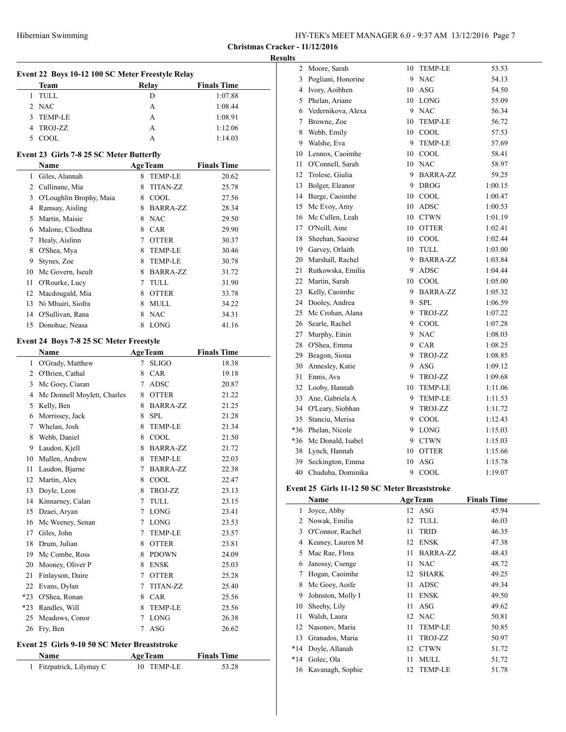## Christmas Cracker - 11/12/2016

### Results

#### Event 22 Boys 10-12 100 SC Meter Freestyle Relay

| | Team | Relay | Finals Time |
|---|---|---|---|
| 1 | TULL | D | 1:07.88 |
| 2 | NAC | A | 1:08.44 |
| 3 | TEMP-LE | A | 1:08.91 |
| 4 | TROJ-ZZ | A | 1:12.06 |
| 5 | COOL | A | 1:14.03 |

#### Event 23 Girls 7-8 25 SC Meter Butterfly

| | Name | Age | Team | Finals Time |
|---|---|---|---|---|
| 1 | Giles, Alannah | 8 | TEMP-LE | 20.62 |
| 2 | Cullinane, Mia | 8 | TITAN-ZZ | 25.78 |
| 3 | O'Loughlin Brophy, Maia | 8 | COOL | 27.56 |
| 4 | Ramsay, Aisling | 8 | BARRA-ZZ | 28.34 |
| 5 | Martin, Maisie | 8 | NAC | 29.50 |
| 6 | Malone, Cliodhna | 8 | CAR | 29.90 |
| 7 | Healy, Aislinn | 7 | OTTER | 30.37 |
| 8 | O'Shea, Mya | 8 | TEMP-LE | 30.46 |
| 9 | Stynes, Zoe | 8 | TEMP-LE | 30.78 |
| 10 | Mc Govern, Iseult | 8 | BARRA-ZZ | 31.72 |
| 11 | O'Rourke, Lucy | 7 | TULL | 31.90 |
| 12 | Macdougald, Mia | 8 | OTTER | 33.78 |
| 13 | Ni Mhuiri, Siofra | 8 | MULL | 34.22 |
| 14 | O'Sullivan, Rana | 8 | NAC | 34.31 |
| 15 | Donohue, Neasa | 8 | LONG | 41.16 |

#### Event 24 Boys 7-8 25 SC Meter Freestyle

| | Name | Age | Team | Finals Time |
|---|---|---|---|---|
| 1 | O'Grady, Matthew | 7 | SLIGO | 18.38 |
| 2 | O'Brien, Cathal | 8 | CAR | 19.18 |
| 3 | Mc Goey, Ciaran | 7 | ADSC | 20.87 |
| 4 | Mc Donnell Moylett, Charles | 8 | OTTER | 21.22 |
| 5 | Kelly, Ben | 8 | BARRA-ZZ | 21.25 |
| 6 | Morrissey, Jack | 8 | SPL | 21.28 |
| 7 | Whelan, Josh | 8 | TEMP-LE | 21.34 |
| 8 | Webb, Daniel | 8 | COOL | 21.50 |
| 9 | Laudon, Kjell | 8 | BARRA-ZZ | 21.72 |
| 10 | Mullen, Andrew | 8 | TEMP-LE | 22.03 |
| 11 | Laudon, Bjarne | 7 | BARRA-ZZ | 22.38 |
| 12 | Martin, Alex | 8 | COOL | 22.47 |
| 13 | Doyle, Leon | 8 | TROJ-ZZ | 23.13 |
| 14 | Kinnarney, Calan | 7 | TULL | 23.15 |
| 15 | Dzaei, Aryan | 7 | LONG | 23.41 |
| 16 | Mc Weeney, Senan | 7 | LONG | 23.53 |
| 17 | Giles, John | 7 | TEMP-LE | 23.57 |
| 18 | Drum, Julian | 8 | OTTER | 23.81 |
| 19 | Mc Combe, Ross | 8 | PDOWN | 24.09 |
| 20 | Mooney, Oliver P | 8 | ENSK | 25.03 |
| 21 | Finlayson, Daire | 7 | OTTER | 25.28 |
| 22 | Evans, Dylan | 7 | TITAN-ZZ | 25.40 |
| *23 | O'Shea, Ronan | 8 | CAR | 25.56 |
| *23 | Randles, Will | 8 | TEMP-LE | 25.56 |
| 25 | Meadows, Conor | 7 | LONG | 26.38 |
| 26 | Fry, Ben | 7 | ASG | 26.62 |

#### Event 25 Girls 9-10 50 SC Meter Breaststroke

| | Name | Age | Team | Finals Time |
|---|---|---|---|---|
| 1 | Fitzpatrick, Lilymay C | 10 | TEMP-LE | 53.28 |
| 2 | Moore, Sarah | 10 | TEMP-LE | 53.53 |
| 3 | Pogliani, Honorine | 9 | NAC | 54.13 |
| 4 | Ivory, Aoibhen | 10 | ASG | 54.50 |
| 5 | Phelan, Ariane | 10 | LONG | 55.09 |
| 6 | Vedernikova, Alexa | 9 | NAC | 56.34 |
| 7 | Browne, Zoe | 10 | TEMP-LE | 56.72 |
| 8 | Webb, Emily | 10 | COOL | 57.53 |
| 9 | Walshe, Eva | 9 | TEMP-LE | 57.69 |
| 10 | Lennox, Caoimhe | 10 | COOL | 58.41 |
| 11 | O'Connell, Sarah | 10 | NAC | 58.97 |
| 12 | Trolese, Giulia | 9 | BARRA-ZZ | 59.25 |
| 13 | Bolger, Eleanor | 9 | DROG | 1:00.15 |
| 14 | Burge, Caoimhe | 10 | COOL | 1:00.47 |
| 15 | Mc Evoy, Amy | 10 | ADSC | 1:00.53 |
| 16 | Mc Cullen, Leah | 10 | CTWN | 1:01.19 |
| 17 | O'Neill, Aine | 10 | OTTER | 1:02.41 |
| 18 | Sheehan, Saoirse | 10 | COOL | 1:02.44 |
| 19 | Garvey, Orlaith | 10 | TULL | 1:03.00 |
| 20 | Marshall, Rachel | 9 | BARRA-ZZ | 1:03.84 |
| 21 | Rutkowska, Emilia | 9 | ADSC | 1:04.44 |
| 22 | Martin, Sarah | 10 | COOL | 1:05.00 |
| 23 | Kelly, Caoimhe | 9 | BARRA-ZZ | 1:05.32 |
| 24 | Dooley, Andrea | 9 | SPL | 1:06.59 |
| 25 | Mc Crohan, Alana | 9 | TROJ-ZZ | 1:07.22 |
| 26 | Searle, Rachel | 9 | COOL | 1:07.28 |
| 27 | Murphy, Einin | 9 | NAC | 1:08.03 |
| 28 | O'Shea, Emma | 9 | CAR | 1:08.25 |
| 29 | Beagon, Siona | 9 | TROJ-ZZ | 1:08.85 |
| 30 | Annesley, Katie | 9 | ASG | 1:09.12 |
| 31 | Ennis, Ava | 9 | TROJ-ZZ | 1:09.68 |
| 32 | Looby, Hannah | 10 | TEMP-LE | 1:11.06 |
| 33 | Ane, Gabriela A | 9 | TEMP-LE | 1:11.53 |
| 34 | O'Leary, Siobhan | 9 | TROJ-ZZ | 1:11.72 |
| 35 | Stanciu, Merisa | 9 | COOL | 1:12.43 |
| *36 | Phelan, Nicole | 9 | LONG | 1:15.03 |
| *36 | Mc Donald, Isabel | 9 | CTWN | 1:15.03 |
| 38 | Lynch, Hannah | 10 | OTTER | 1:15.66 |
| 39 | Seckington, Emma | 10 | ASG | 1:15.78 |
| 40 | Chuduba, Dominika | 9 | COOL | 1:19.07 |

#### Event 25 Girls 11-12 50 SC Meter Breaststroke

| | Name | Age | Team | Finals Time |
|---|---|---|---|---|
| 1 | Joyce, Abby | 12 | ASG | 45.94 |
| 2 | Nowak, Emilia | 12 | TULL | 46.03 |
| 3 | O'Connor, Rachel | 11 | TRID | 46.35 |
| 4 | Keaney, Lauren M | 12 | ENSK | 47.38 |
| 5 | Mac Rae, Flora | 11 | BARRA-ZZ | 48.43 |
| 6 | Janossy, Csenge | 11 | NAC | 48.72 |
| 7 | Hogan, Caoimhe | 12 | SHARK | 49.25 |
| 8 | Mc Goey, Aoife | 11 | ADSC | 49.34 |
| 9 | Johnston, Molly I | 11 | ENSK | 49.50 |
| 10 | Sheehy, Lily | 11 | ASG | 49.62 |
| 11 | Walsh, Laura | 12 | NAC | 50.81 |
| 12 | Nasonov, Maria | 11 | TEMP-LE | 50.85 |
| 13 | Granados, Maria | 11 | TROJ-ZZ | 50.97 |
| *14 | Doyle, Allanah | 12 | CTWN | 51.72 |
| *14 | Golec, Ola | 11 | MULL | 51.72 |
| 16 | Kavanagh, Sophie | 12 | TEMP-LE | 51.78 |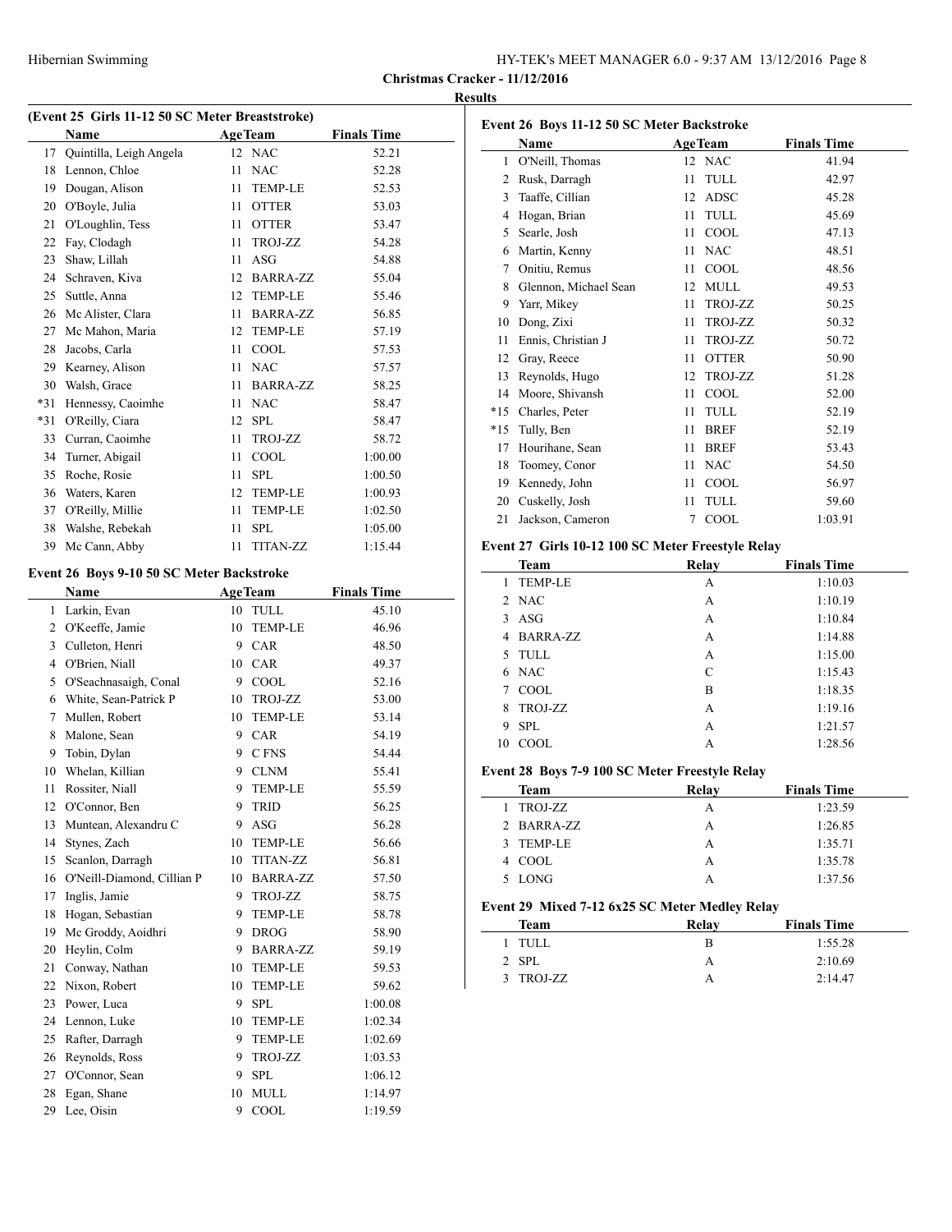**Christmas Cracker - 11/12/2016**

**Results**

### (Event 25 Girls 11-12 50 SC Meter Breaststroke)

| | Name | Age | Team | Finals Time |
|---|---|---|---|---|
| 17 | Quintilla, Leigh Angela | 12 | NAC | 52.21 |
| 18 | Lennon, Chloe | 11 | NAC | 52.28 |
| 19 | Dougan, Alison | 11 | TEMP-LE | 52.53 |
| 20 | O'Boyle, Julia | 11 | OTTER | 53.03 |
| 21 | O'Loughlin, Tess | 11 | OTTER | 53.47 |
| 22 | Fay, Clodagh | 11 | TROJ-ZZ | 54.28 |
| 23 | Shaw, Lillah | 11 | ASG | 54.88 |
| 24 | Schraven, Kiva | 12 | BARRA-ZZ | 55.04 |
| 25 | Suttle, Anna | 12 | TEMP-LE | 55.46 |
| 26 | Mc Alister, Clara | 11 | BARRA-ZZ | 56.85 |
| 27 | Mc Mahon, Maria | 12 | TEMP-LE | 57.19 |
| 28 | Jacobs, Carla | 11 | COOL | 57.53 |
| 29 | Kearney, Alison | 11 | NAC | 57.57 |
| 30 | Walsh, Grace | 11 | BARRA-ZZ | 58.25 |
| *31 | Hennessy, Caoimhe | 11 | NAC | 58.47 |
| *31 | O'Reilly, Ciara | 12 | SPL | 58.47 |
| 33 | Curran, Caoimhe | 11 | TROJ-ZZ | 58.72 |
| 34 | Turner, Abigail | 11 | COOL | 1:00.00 |
| 35 | Roche, Rosie | 11 | SPL | 1:00.50 |
| 36 | Waters, Karen | 12 | TEMP-LE | 1:00.93 |
| 37 | O'Reilly, Millie | 11 | TEMP-LE | 1:02.50 |
| 38 | Walshe, Rebekah | 11 | SPL | 1:05.00 |
| 39 | Mc Cann, Abby | 11 | TITAN-ZZ | 1:15.44 |

### Event 26 Boys 9-10 50 SC Meter Backstroke

| | Name | Age | Team | Finals Time |
|---|---|---|---|---|
| 1 | Larkin, Evan | 10 | TULL | 45.10 |
| 2 | O'Keeffe, Jamie | 10 | TEMP-LE | 46.96 |
| 3 | Culleton, Henri | 9 | CAR | 48.50 |
| 4 | O'Brien, Niall | 10 | CAR | 49.37 |
| 5 | O'Seachnasaigh, Conal | 9 | COOL | 52.16 |
| 6 | White, Sean-Patrick P | 10 | TROJ-ZZ | 53.00 |
| 7 | Mullen, Robert | 10 | TEMP-LE | 53.14 |
| 8 | Malone, Sean | 9 | CAR | 54.19 |
| 9 | Tobin, Dylan | 9 | C FNS | 54.44 |
| 10 | Whelan, Killian | 9 | CLNM | 55.41 |
| 11 | Rossiter, Niall | 9 | TEMP-LE | 55.59 |
| 12 | O'Connor, Ben | 9 | TRID | 56.25 |
| 13 | Muntean, Alexandru C | 9 | ASG | 56.28 |
| 14 | Stynes, Zach | 10 | TEMP-LE | 56.66 |
| 15 | Scanlon, Darragh | 10 | TITAN-ZZ | 56.81 |
| 16 | O'Neill-Diamond, Cillian P | 10 | BARRA-ZZ | 57.50 |
| 17 | Inglis, Jamie | 9 | TROJ-ZZ | 58.75 |
| 18 | Hogan, Sebastian | 9 | TEMP-LE | 58.78 |
| 19 | Mc Groddy, Aoidhri | 9 | DROG | 58.90 |
| 20 | Heylin, Colm | 9 | BARRA-ZZ | 59.19 |
| 21 | Conway, Nathan | 10 | TEMP-LE | 59.53 |
| 22 | Nixon, Robert | 10 | TEMP-LE | 59.62 |
| 23 | Power, Luca | 9 | SPL | 1:00.08 |
| 24 | Lennon, Luke | 10 | TEMP-LE | 1:02.34 |
| 25 | Rafter, Darragh | 9 | TEMP-LE | 1:02.69 |
| 26 | Reynolds, Ross | 9 | TROJ-ZZ | 1:03.53 |
| 27 | O'Connor, Sean | 9 | SPL | 1:06.12 |
| 28 | Egan, Shane | 10 | MULL | 1:14.97 |
| 29 | Lee, Oisin | 9 | COOL | 1:19.59 |

### Event 26 Boys 11-12 50 SC Meter Backstroke

| | Name | Age | Team | Finals Time |
|---|---|---|---|---|
| 1 | O'Neill, Thomas | 12 | NAC | 41.94 |
| 2 | Rusk, Darragh | 11 | TULL | 42.97 |
| 3 | Taaffe, Cillian | 12 | ADSC | 45.28 |
| 4 | Hogan, Brian | 11 | TULL | 45.69 |
| 5 | Searle, Josh | 11 | COOL | 47.13 |
| 6 | Martin, Kenny | 11 | NAC | 48.51 |
| 7 | Onitiu, Remus | 11 | COOL | 48.56 |
| 8 | Glennon, Michael Sean | 12 | MULL | 49.53 |
| 9 | Yarr, Mikey | 11 | TROJ-ZZ | 50.25 |
| 10 | Dong, Zixi | 11 | TROJ-ZZ | 50.32 |
| 11 | Ennis, Christian J | 11 | TROJ-ZZ | 50.72 |
| 12 | Gray, Reece | 11 | OTTER | 50.90 |
| 13 | Reynolds, Hugo | 12 | TROJ-ZZ | 51.28 |
| 14 | Moore, Shivansh | 11 | COOL | 52.00 |
| *15 | Charles, Peter | 11 | TULL | 52.19 |
| *15 | Tully, Ben | 11 | BREF | 52.19 |
| 17 | Hourihane, Sean | 11 | BREF | 53.43 |
| 18 | Toomey, Conor | 11 | NAC | 54.50 |
| 19 | Kennedy, John | 11 | COOL | 56.97 |
| 20 | Cuskelly, Josh | 11 | TULL | 59.60 |
| 21 | Jackson, Cameron | 7 | COOL | 1:03.91 |

### Event 27 Girls 10-12 100 SC Meter Freestyle Relay

| | Team | Relay | Finals Time |
|---|---|---|---|
| 1 | TEMP-LE | A | 1:10.03 |
| 2 | NAC | A | 1:10.19 |
| 3 | ASG | A | 1:10.84 |
| 4 | BARRA-ZZ | A | 1:14.88 |
| 5 | TULL | A | 1:15.00 |
| 6 | NAC | C | 1:15.43 |
| 7 | COOL | B | 1:18.35 |
| 8 | TROJ-ZZ | A | 1:19.16 |
| 9 | SPL | A | 1:21.57 |
| 10 | COOL | A | 1:28.56 |

### Event 28 Boys 7-9 100 SC Meter Freestyle Relay

| | Team | Relay | Finals Time |
|---|---|---|---|
| 1 | TROJ-ZZ | A | 1:23.59 |
| 2 | BARRA-ZZ | A | 1:26.85 |
| 3 | TEMP-LE | A | 1:35.71 |
| 4 | COOL | A | 1:35.78 |
| 5 | LONG | A | 1:37.56 |

### Event 29 Mixed 7-12 6x25 SC Meter Medley Relay

| | Team | Relay | Finals Time |
|---|---|---|---|
| 1 | TULL | B | 1:55.28 |
| 2 | SPL | A | 2:10.69 |
| 3 | TROJ-ZZ | A | 2:14.47 |